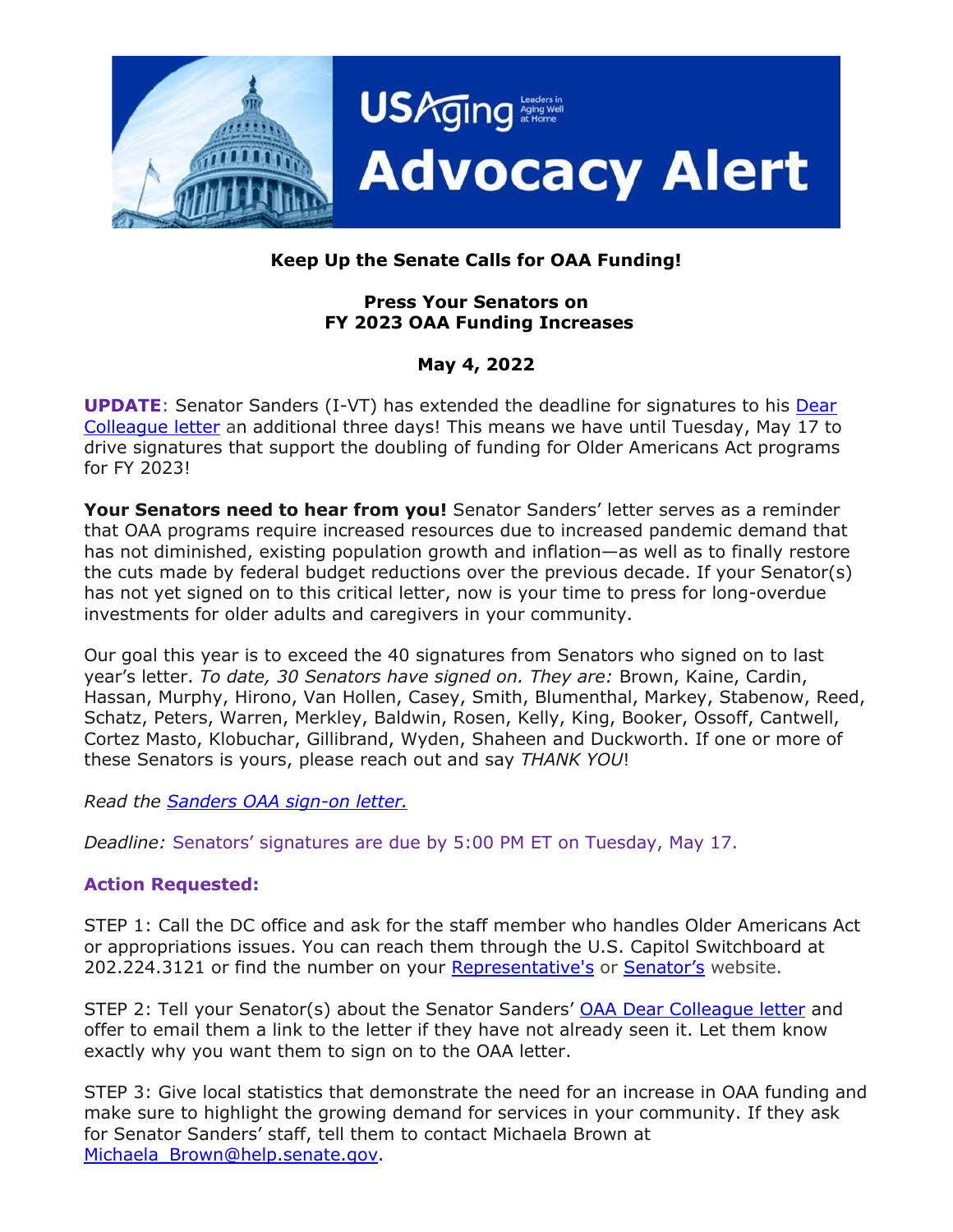USAging Leaders in Aging Well at Home

# Advocacy Alert

## Keep Up the Senate Calls for OAA Funding!

## Press Your Senators on FY 2023 OAA Funding Increases

**May 4, 2022**

**UPDATE**: Senator Sanders (I-VT) has extended the deadline for signatures to his Dear Colleague letter an additional three days! This means we have until Tuesday, May 17 to drive signatures that support the doubling of funding for Older Americans Act programs for FY 2023!

**Your Senators need to hear from you!** Senator Sanders' letter serves as a reminder that OAA programs require increased resources due to increased pandemic demand that has not diminished, existing population growth and inflation—as well as to finally restore the cuts made by federal budget reductions over the previous decade. If your Senator(s) has not yet signed on to this critical letter, now is your time to press for long-overdue investments for older adults and caregivers in your community.

Our goal this year is to exceed the 40 signatures from Senators who signed on to last year's letter. *To date, 30 Senators have signed on. They are:* Brown, Kaine, Cardin, Hassan, Murphy, Hirono, Van Hollen, Casey, Smith, Blumenthal, Markey, Stabenow, Reed, Schatz, Peters, Warren, Merkley, Baldwin, Rosen, Kelly, King, Booker, Ossoff, Cantwell, Cortez Masto, Klobuchar, Gillibrand, Wyden, Shaheen and Duckworth. If one or more of these Senators is yours, please reach out and say *THANK YOU*!

*Read the Sanders OAA sign-on letter.*

*Deadline:* Senators' signatures are due by 5:00 PM ET on Tuesday, May 17.

### Action Requested:

STEP 1: Call the DC office and ask for the staff member who handles Older Americans Act or appropriations issues. You can reach them through the U.S. Capitol Switchboard at 202.224.3121 or find the number on your Representative's or Senator's website.

STEP 2: Tell your Senator(s) about the Senator Sanders' OAA Dear Colleague letter and offer to email them a link to the letter if they have not already seen it. Let them know exactly why you want them to sign on to the OAA letter.

STEP 3: Give local statistics that demonstrate the need for an increase in OAA funding and make sure to highlight the growing demand for services in your community. If they ask for Senator Sanders' staff, tell them to contact Michaela Brown at Michaela_Brown@help.senate.gov.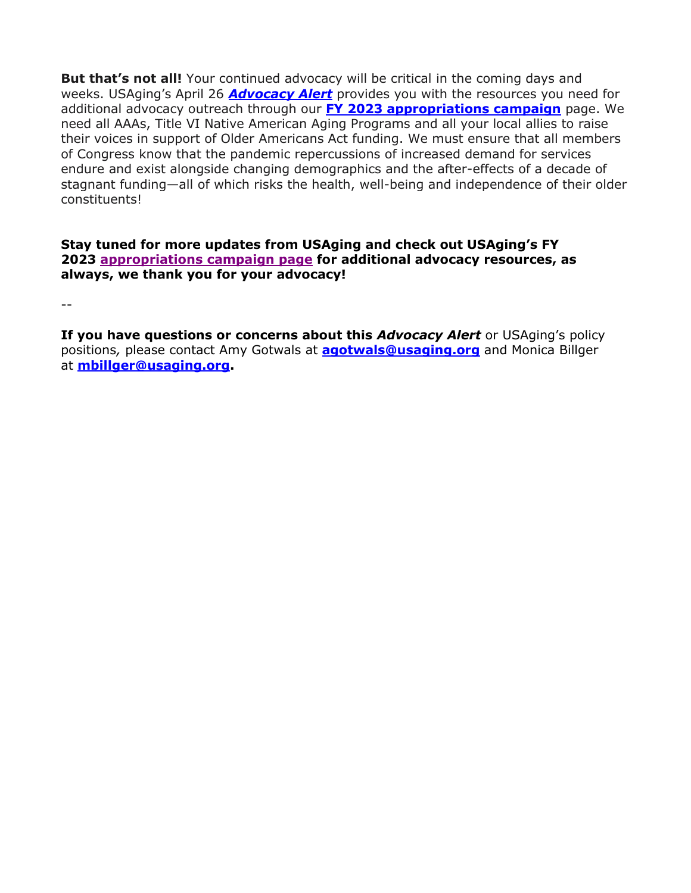**But that's not all!** Your continued advocacy will be critical in the coming days and weeks. USAging's April 26 ***Advocacy Alert*** provides you with the resources you need for additional advocacy outreach through our **FY 2023 appropriations campaign** page. We need all AAAs, Title VI Native American Aging Programs and all your local allies to raise their voices in support of Older Americans Act funding. We must ensure that all members of Congress know that the pandemic repercussions of increased demand for services endure and exist alongside changing demographics and the after-effects of a decade of stagnant funding—all of which risks the health, well-being and independence of their older constituents!

**Stay tuned for more updates from USAging and check out USAging's FY 2023 appropriations campaign page for additional advocacy resources, as always, we thank you for your advocacy!**

--

**If you have questions or concerns about this *Advocacy Alert*** or USAging's policy positions, please contact Amy Gotwals at **agotwals@usaging.org** and Monica Billger at **mbillger@usaging.org.**